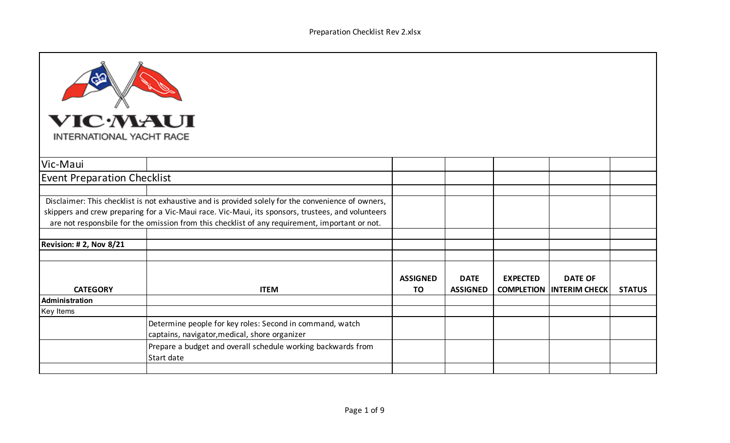VIC·MAUI INTERNATIONAL YACHT RACE

# Vic-Maui

## Event Preparation Checklist

Disclaimer: This checklist is not exhaustive and is provided solely for the convenience of owners, skippers and crew preparing for a Vic-Maui race. Vic-Maui, its sponsors, trustees, and volunteers are not responsbile for the omission from this checklist of any requirement, important or not.

**Revision: # 2, Nov 8/21**

| CATEGORY | ITEM | ASSIGNED TO | DATE ASSIGNED | EXPECTED COMPLETION | DATE OF INTERIM CHECK | STATUS |
|---|---|---|---|---|---|---|
| **Administration** | | | | | | |
| Key Items | | | | | | |
| | Determine people for key roles: Second in command, watch captains, navigator,medical, shore organizer | | | | | |
| | Prepare a budget and overall schedule working backwards from Start date | | | | | |
| | | | | | | |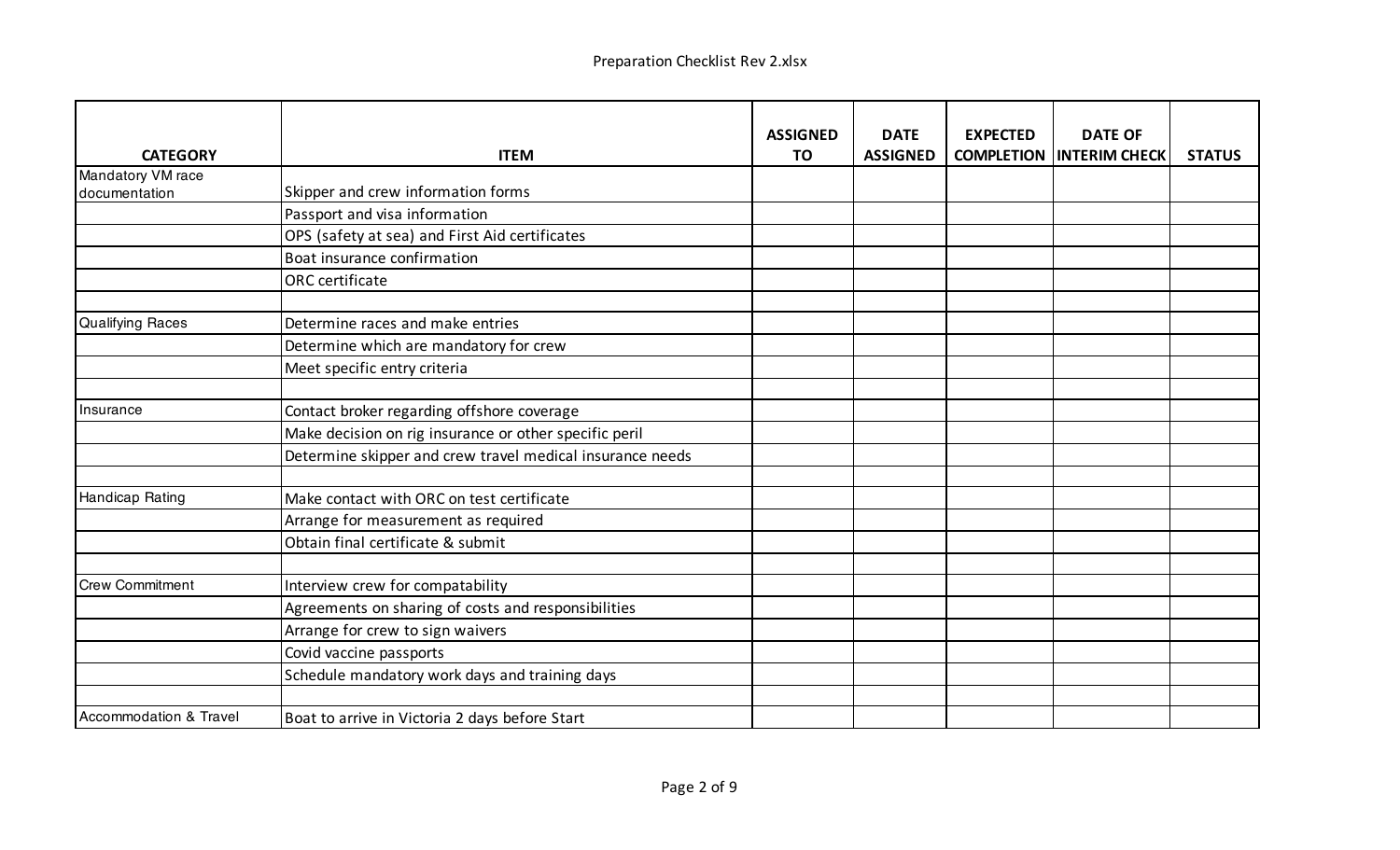| CATEGORY | ITEM | ASSIGNED TO | DATE ASSIGNED | EXPECTED COMPLETION | DATE OF INTERIM CHECK | STATUS |
|---|---|---|---|---|---|---|
| Mandatory VM race documentation | Skipper and crew information forms | | | | | |
| | Passport and visa information | | | | | |
| | OPS (safety at sea) and First Aid certificates | | | | | |
| | Boat insurance confirmation | | | | | |
| | ORC certificate | | | | | |
| | | | | | | |
| Qualifying Races | Determine races and make entries | | | | | |
| | Determine which are mandatory for crew | | | | | |
| | Meet specific entry criteria | | | | | |
| | | | | | | |
| Insurance | Contact broker regarding offshore coverage | | | | | |
| | Make decision on rig insurance or other specific peril | | | | | |
| | Determine skipper and crew travel medical insurance needs | | | | | |
| | | | | | | |
| Handicap Rating | Make contact with ORC on test certificate | | | | | |
| | Arrange for measurement as required | | | | | |
| | Obtain final certificate & submit | | | | | |
| | | | | | | |
| Crew Commitment | Interview crew for compatability | | | | | |
| | Agreements on sharing of costs and responsibilities | | | | | |
| | Arrange for crew to sign waivers | | | | | |
| | Covid vaccine passports | | | | | |
| | Schedule mandatory work days and training days | | | | | |
| | | | | | | |
| Accommodation & Travel | Boat to arrive in Victoria 2 days before Start | | | | | |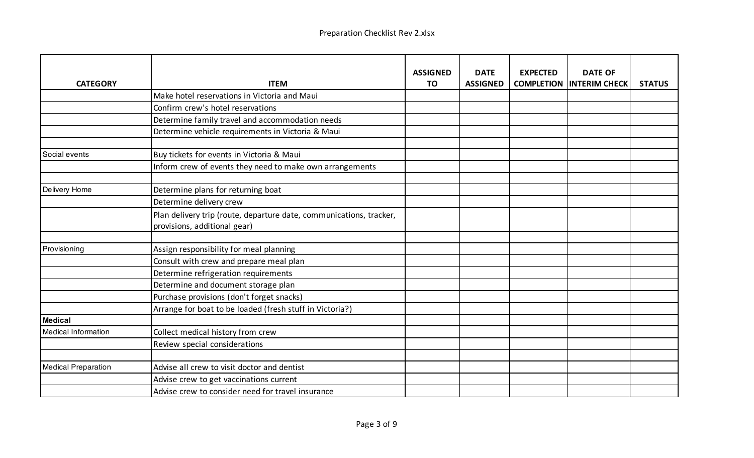| CATEGORY | ITEM | ASSIGNED TO | DATE ASSIGNED | EXPECTED COMPLETION | DATE OF INTERIM CHECK | STATUS |
|---|---|---|---|---|---|---|
| | Make hotel reservations in Victoria and Maui | | | | | |
| | Confirm crew's hotel reservations | | | | | |
| | Determine family travel and accommodation needs | | | | | |
| | Determine vehicle requirements in Victoria & Maui | | | | | |
| | | | | | | |
| Social events | Buy tickets for events in Victoria & Maui | | | | | |
| | Inform crew of events they need to make own arrangements | | | | | |
| | | | | | | |
| Delivery Home | Determine plans for returning boat | | | | | |
| | Determine delivery crew | | | | | |
| | Plan delivery trip (route, departure date, communications, tracker, provisions, additional gear) | | | | | |
| | | | | | | |
| Provisioning | Assign responsibility for meal planning | | | | | |
| | Consult with crew and prepare meal plan | | | | | |
| | Determine refrigeration requirements | | | | | |
| | Determine and document storage plan | | | | | |
| | Purchase provisions (don't forget snacks) | | | | | |
| | Arrange for boat to be loaded (fresh stuff in Victoria?) | | | | | |
| **Medical** | | | | | | |
| Medical Information | Collect medical history from crew | | | | | |
| | Review special considerations | | | | | |
| | | | | | | |
| Medical Preparation | Advise all crew to visit doctor and dentist | | | | | |
| | Advise crew to get vaccinations current | | | | | |
| | Advise crew to consider need for travel insurance | | | | | |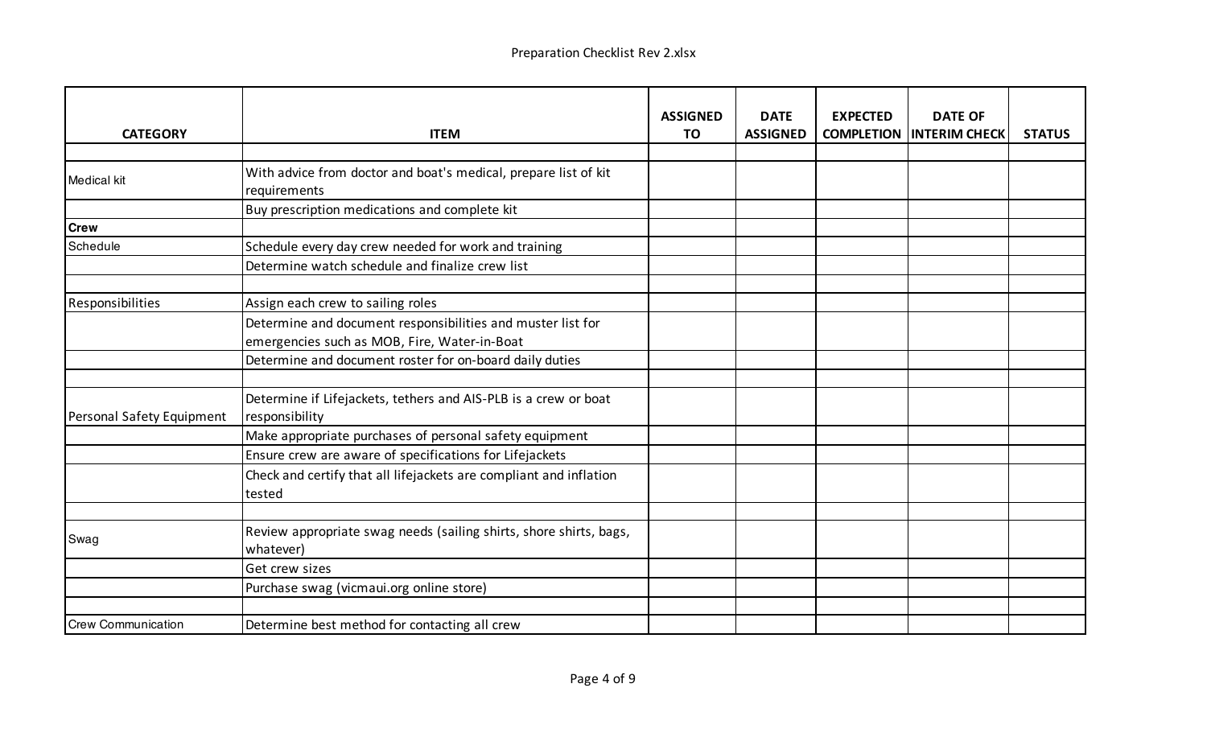| CATEGORY | ITEM | ASSIGNED TO | DATE ASSIGNED | EXPECTED COMPLETION | DATE OF INTERIM CHECK | STATUS |
|---|---|---|---|---|---|---|
| | | | | | | |
| Medical kit | With advice from doctor and boat's medical, prepare list of kit requirements | | | | | |
| | Buy prescription medications and complete kit | | | | | |
| **Crew** | | | | | | |
| Schedule | Schedule every day crew needed for work and training | | | | | |
| | Determine watch schedule and finalize crew list | | | | | |
| | | | | | | |
| Responsibilities | Assign each crew to sailing roles | | | | | |
| | Determine and document responsibilities and muster list for emergencies such as MOB, Fire, Water-in-Boat | | | | | |
| | Determine and document roster for on-board daily duties | | | | | |
| | | | | | | |
| Personal Safety Equipment | Determine if Lifejackets, tethers and AIS-PLB is a crew or boat responsibility | | | | | |
| | Make appropriate purchases of personal safety equipment | | | | | |
| | Ensure crew are aware of specifications for Lifejackets | | | | | |
| | Check and certify that all lifejackets are compliant and inflation tested | | | | | |
| | | | | | | |
| Swag | Review appropriate swag needs (sailing shirts, shore shirts, bags, whatever) | | | | | |
| | Get crew sizes | | | | | |
| | Purchase swag (vicmaui.org online store) | | | | | |
| | | | | | | |
| Crew Communication | Determine best method for contacting all crew | | | | | |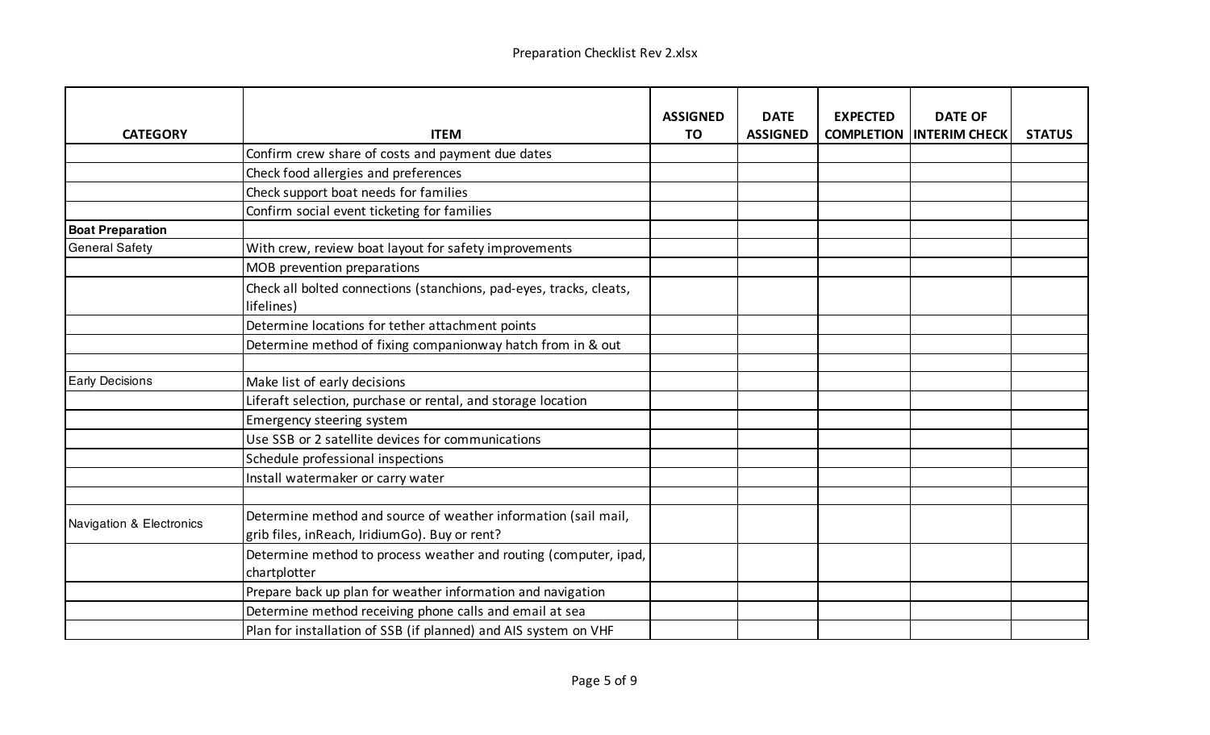| CATEGORY | ITEM | ASSIGNED TO | DATE ASSIGNED | EXPECTED COMPLETION | DATE OF INTERIM CHECK | STATUS |
|---|---|---|---|---|---|---|
| | Confirm crew share of costs and payment due dates | | | | | |
| | Check food allergies and preferences | | | | | |
| | Check support boat needs for families | | | | | |
| | Confirm social event ticketing for families | | | | | |
| **Boat Preparation** | | | | | | |
| General Safety | With crew, review boat layout for safety improvements | | | | | |
| | MOB prevention preparations | | | | | |
| | Check all bolted connections (stanchions, pad-eyes, tracks, cleats, lifelines) | | | | | |
| | Determine locations for tether attachment points | | | | | |
| | Determine method of fixing companionway hatch from in & out | | | | | |
| | | | | | | |
| Early Decisions | Make list of early decisions | | | | | |
| | Liferaft selection, purchase or rental, and storage location | | | | | |
| | Emergency steering system | | | | | |
| | Use SSB or 2 satellite devices for communications | | | | | |
| | Schedule professional inspections | | | | | |
| | Install watermaker or carry water | | | | | |
| | | | | | | |
| Navigation & Electronics | Determine method and source of weather information (sail mail, grib files, inReach, IridiumGo). Buy or rent? | | | | | |
| | Determine method to process weather and routing (computer, ipad, chartplotter | | | | | |
| | Prepare back up plan for weather information and navigation | | | | | |
| | Determine method receiving phone calls and email at sea | | | | | |
| | Plan for installation of SSB (if planned) and AIS system on VHF | | | | | |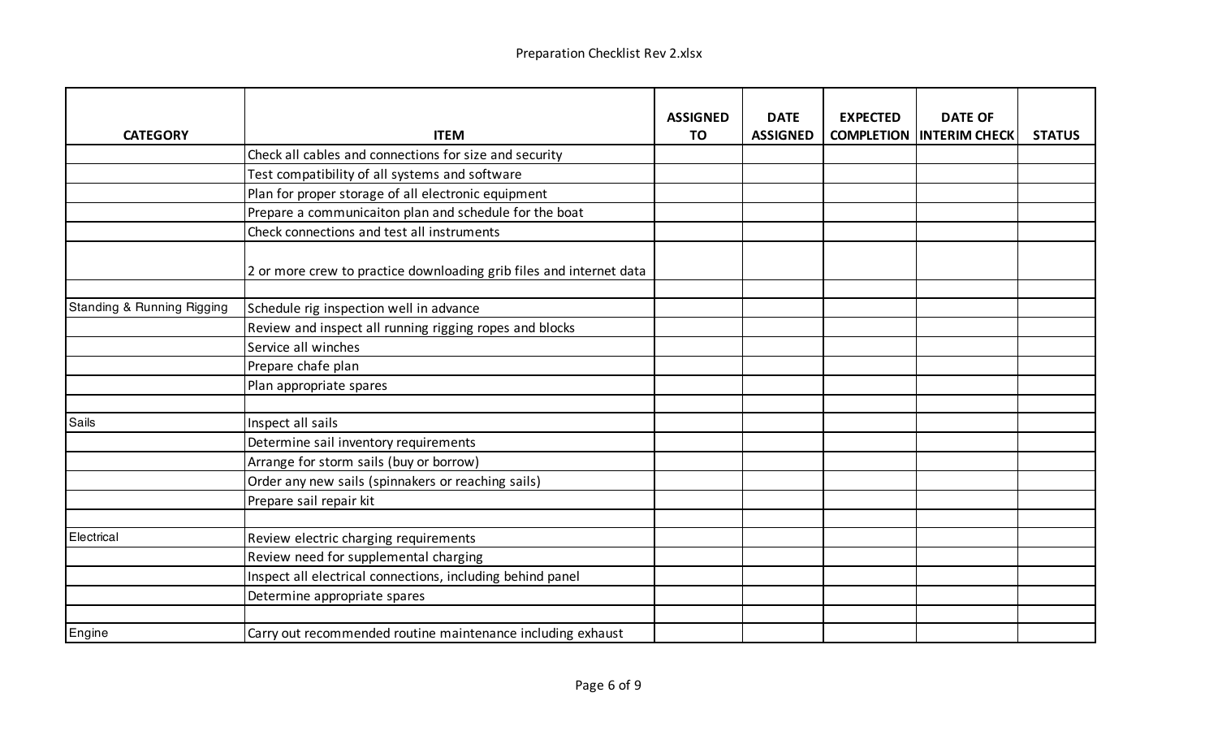| CATEGORY | ITEM | ASSIGNED TO | DATE ASSIGNED | EXPECTED COMPLETION | DATE OF INTERIM CHECK | STATUS |
|---|---|---|---|---|---|---|
| | Check all cables and connections for size and security | | | | | |
| | Test compatibility of all systems and software | | | | | |
| | Plan for proper storage of all electronic equipment | | | | | |
| | Prepare a communicaiton plan and schedule for the boat | | | | | |
| | Check connections and test all instruments | | | | | |
| | 2 or more crew to practice downloading grib files and internet data | | | | | |
| | | | | | | |
| Standing & Running Rigging | Schedule rig inspection well in advance | | | | | |
| | Review and inspect all running rigging ropes and blocks | | | | | |
| | Service all winches | | | | | |
| | Prepare chafe plan | | | | | |
| | Plan appropriate spares | | | | | |
| | | | | | | |
| Sails | Inspect all sails | | | | | |
| | Determine sail inventory requirements | | | | | |
| | Arrange for storm sails (buy or borrow) | | | | | |
| | Order any new sails (spinnakers or reaching sails) | | | | | |
| | Prepare sail repair kit | | | | | |
| | | | | | | |
| Electrical | Review electric charging requirements | | | | | |
| | Review need for supplemental charging | | | | | |
| | Inspect all electrical connections, including behind panel | | | | | |
| | Determine appropriate spares | | | | | |
| | | | | | | |
| Engine | Carry out recommended routine maintenance including exhaust | | | | | |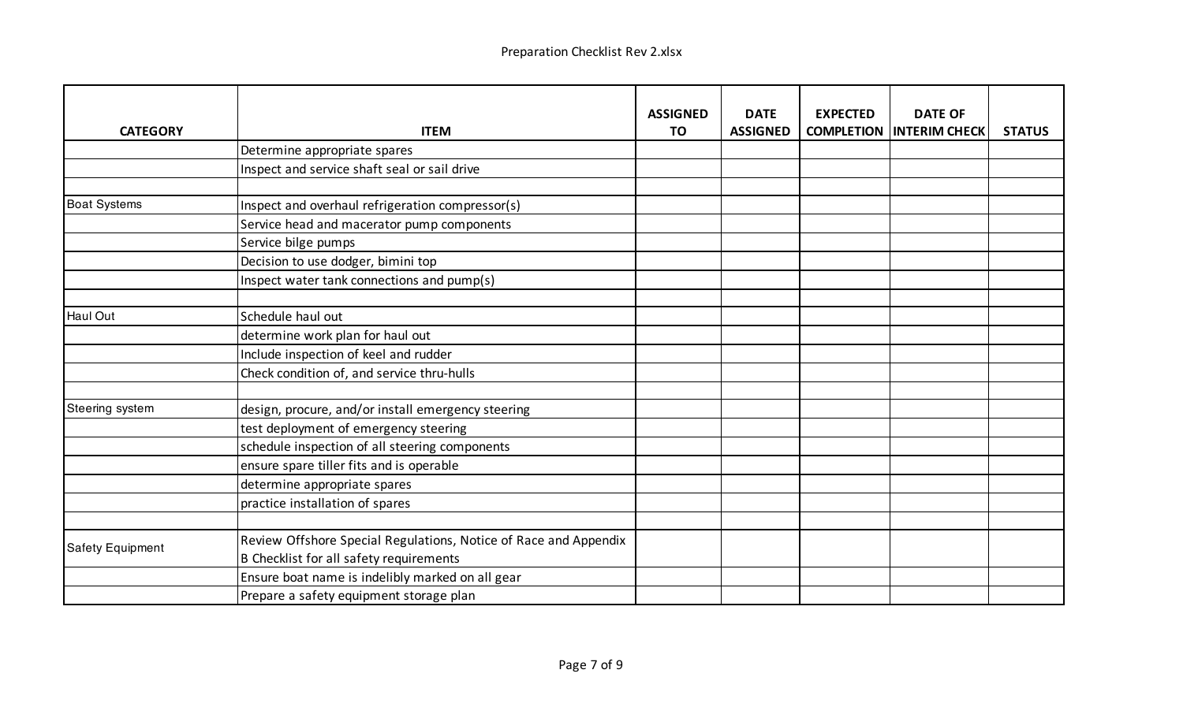| CATEGORY | ITEM | ASSIGNED TO | DATE ASSIGNED | EXPECTED COMPLETION | DATE OF INTERIM CHECK | STATUS |
|---|---|---|---|---|---|---|
| | Determine appropriate spares | | | | | |
| | Inspect and service shaft seal or sail drive | | | | | |
| | | | | | | |
| Boat Systems | Inspect and overhaul refrigeration compressor(s) | | | | | |
| | Service head and macerator pump components | | | | | |
| | Service bilge pumps | | | | | |
| | Decision to use dodger, bimini top | | | | | |
| | Inspect water tank connections and pump(s) | | | | | |
| | | | | | | |
| Haul Out | Schedule haul out | | | | | |
| | determine work plan for haul out | | | | | |
| | Include inspection of keel and rudder | | | | | |
| | Check condition of, and service thru-hulls | | | | | |
| | | | | | | |
| Steering system | design, procure, and/or install emergency steering | | | | | |
| | test deployment of emergency steering | | | | | |
| | schedule inspection of all steering components | | | | | |
| | ensure spare tiller fits and is operable | | | | | |
| | determine appropriate spares | | | | | |
| | practice installation of spares | | | | | |
| | | | | | | |
| Safety Equipment | Review Offshore Special Regulations, Notice of Race and Appendix B Checklist for all safety requirements | | | | | |
| | Ensure boat name is indelibly marked on all gear | | | | | |
| | Prepare a safety equipment storage plan | | | | | |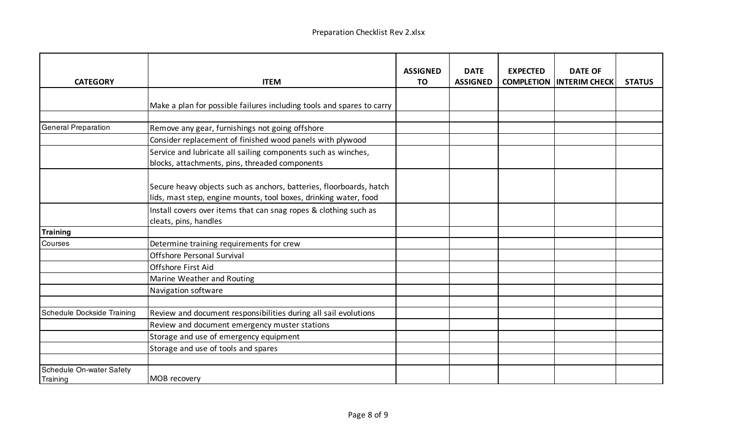| CATEGORY | ITEM | ASSIGNED TO | DATE ASSIGNED | EXPECTED COMPLETION | DATE OF INTERIM CHECK | STATUS |
|---|---|---|---|---|---|---|
| | Make a plan for possible failures including tools and spares to carry | | | | | |
| | | | | | | |
| General Preparation | Remove any gear, furnishings not going offshore | | | | | |
| | Consider replacement of finished wood panels with plywood | | | | | |
| | Service and lubricate all sailing components such as winches, blocks, attachments, pins, threaded components | | | | | |
| | Secure heavy objects such as anchors, batteries, floorboards, hatch lids, mast step, engine mounts, tool boxes, drinking water, food | | | | | |
| | Install covers over items that can snag ropes & clothing such as cleats, pins, handles | | | | | |
| **Training** | | | | | | |
| Courses | Determine training requirements for crew | | | | | |
| | Offshore Personal Survival | | | | | |
| | Offshore First Aid | | | | | |
| | Marine Weather and Routing | | | | | |
| | Navigation software | | | | | |
| | | | | | | |
| Schedule Dockside Training | Review and document responsibilities during all sail evolutions | | | | | |
| | Review and document emergency muster stations | | | | | |
| | Storage and use of emergency equipment | | | | | |
| | Storage and use of tools and spares | | | | | |
| | | | | | | |
| Schedule On-water Safety Training | MOB recovery | | | | | |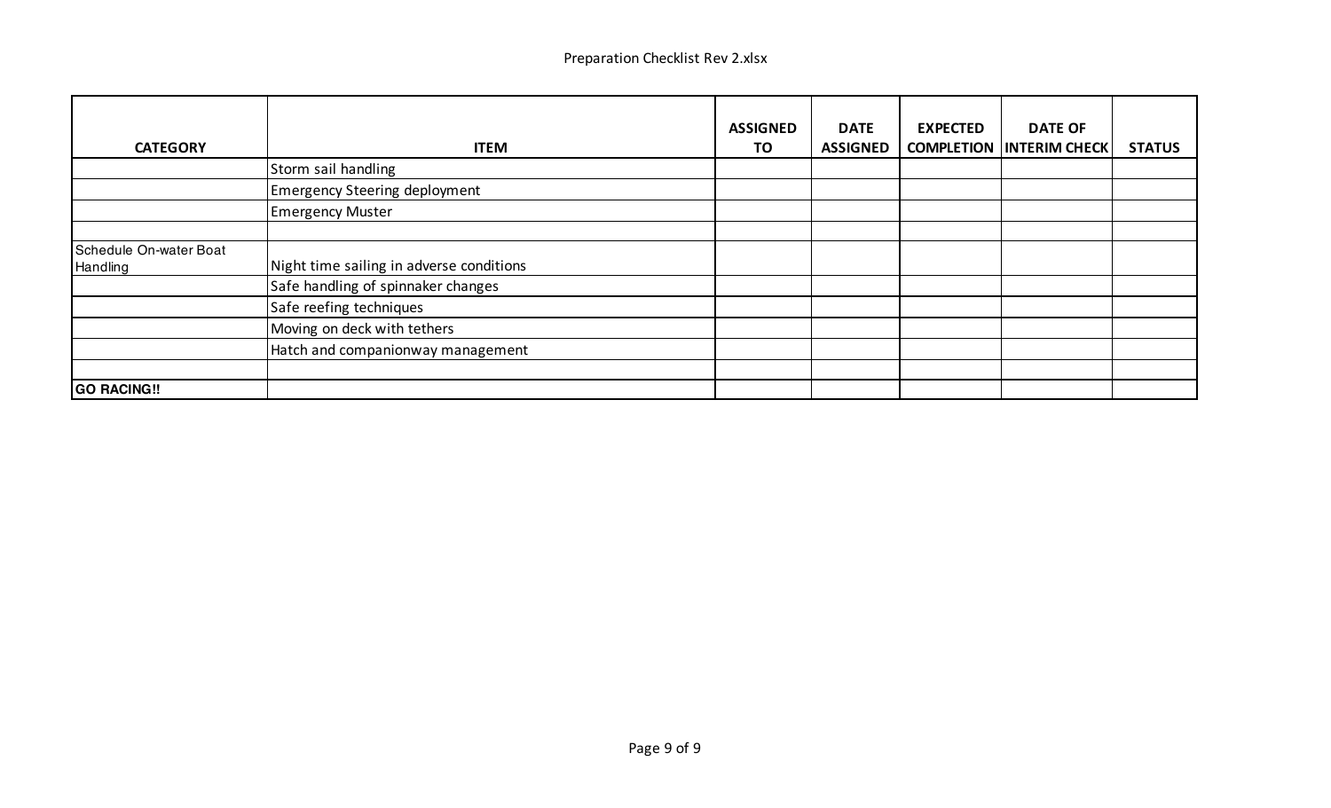| CATEGORY | ITEM | ASSIGNED TO | DATE ASSIGNED | EXPECTED COMPLETION | DATE OF INTERIM CHECK | STATUS |
|---|---|---|---|---|---|---|
| | Storm sail handling | | | | | |
| | Emergency Steering deployment | | | | | |
| | Emergency Muster | | | | | |
| | | | | | | |
| Schedule On-water Boat Handling | Night time sailing in adverse conditions | | | | | |
| | Safe handling of spinnaker changes | | | | | |
| | Safe reefing techniques | | | | | |
| | Moving on deck with tethers | | | | | |
| | Hatch and companionway management | | | | | |
| | | | | | | |
| **GO RACING!!** | | | | | | |